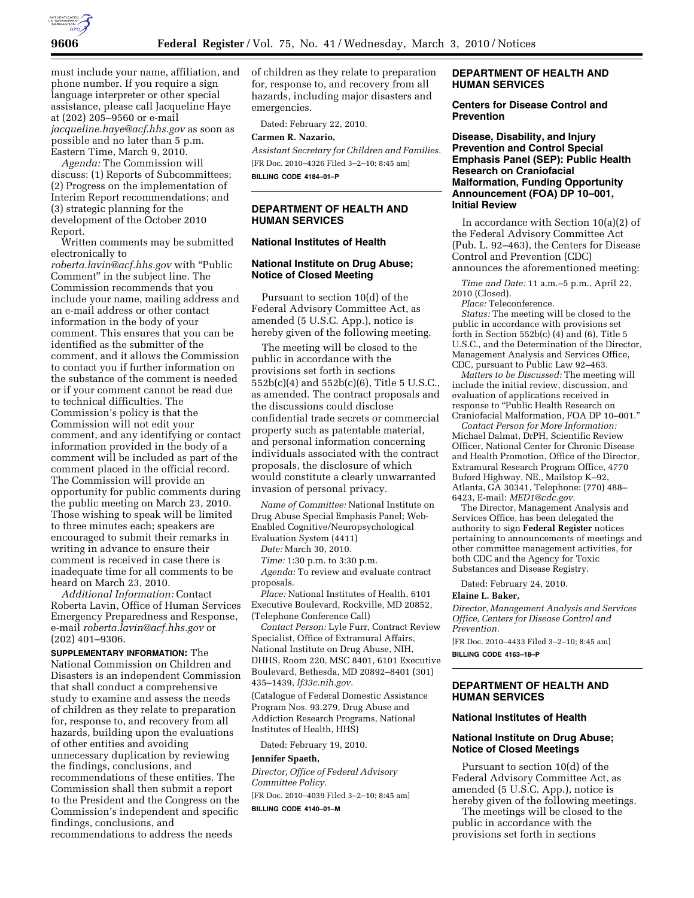must include your name, affiliation, and phone number. If you require a sign language interpreter or other special assistance, please call Jacqueline Haye at (202) 205–9560 or e-mail *jacqueline.haye@acf.hhs.gov* as soon as possible and no later than 5 p.m. Eastern Time, March 9, 2010.

*Agenda:* The Commission will discuss: (1) Reports of Subcommittees; (2) Progress on the implementation of Interim Report recommendations; and (3) strategic planning for the development of the October 2010 Report.

Written comments may be submitted electronically to *roberta.lavin@acf.hhs.gov* with "Public Comment" in the subject line. The Commission recommends that you include your name, mailing address and an e-mail address or other contact information in the body of your comment. This ensures that you can be identified as the submitter of the comment, and it allows the Commission to contact you if further information on the substance of the comment is needed or if your comment cannot be read due to technical difficulties. The Commission's policy is that the Commission will not edit your comment, and any identifying or contact information provided in the body of a comment will be included as part of the comment placed in the official record. The Commission will provide an opportunity for public comments during the public meeting on March 23, 2010. Those wishing to speak will be limited to three minutes each; speakers are encouraged to submit their remarks in writing in advance to ensure their comment is received in case there is inadequate time for all comments to be heard on March 23, 2010.

*Additional Information:* Contact Roberta Lavin, Office of Human Services Emergency Preparedness and Response, e-mail *roberta.lavin@acf.hhs.gov* or (202) 401–9306.

**SUPPLEMENTARY INFORMATION:** The National Commission on Children and Disasters is an independent Commission that shall conduct a comprehensive study to examine and assess the needs of children as they relate to preparation for, response to, and recovery from all hazards, building upon the evaluations of other entities and avoiding unnecessary duplication by reviewing the findings, conclusions, and recommendations of these entities. The Commission shall then submit a report to the President and the Congress on the Commission's independent and specific findings, conclusions, and recommendations to address the needs of children as they relate to preparation for, response to, and recovery from all hazards, including major disasters and emergencies.

Dated: February 22, 2010.

**Carmen R. Nazario,**

*Assistant Secretary for Children and Families.*

[FR Doc. 2010–4326 Filed 3–2–10; 8:45 am]

**BILLING CODE 4184–01–P**

---

## DEPARTMENT OF HEALTH AND HUMAN SERVICES

### National Institutes of Health

### National Institute on Drug Abuse; Notice of Closed Meeting

Pursuant to section 10(d) of the Federal Advisory Committee Act, as amended (5 U.S.C. App.), notice is hereby given of the following meeting.

The meeting will be closed to the public in accordance with the provisions set forth in sections 552b(c)(4) and 552b(c)(6), Title 5 U.S.C., as amended. The contract proposals and the discussions could disclose confidential trade secrets or commercial property such as patentable material, and personal information concerning individuals associated with the contract proposals, the disclosure of which would constitute a clearly unwarranted invasion of personal privacy.

*Name of Committee:* National Institute on Drug Abuse Special Emphasis Panel; Web-Enabled Cognitive/Neuropsychological Evaluation System (4411)

*Date:* March 30, 2010.

*Time:* 1:30 p.m. to 3:30 p.m.

*Agenda:* To review and evaluate contract proposals.

*Place:* National Institutes of Health, 6101 Executive Boulevard, Rockville, MD 20852, (Telephone Conference Call)

*Contact Person:* Lyle Furr, Contract Review Specialist, Office of Extramural Affairs, National Institute on Drug Abuse, NIH, DHHS, Room 220, MSC 8401, 6101 Executive Boulevard, Bethesda, MD 20892–8401 (301) 435–1439, *lf33c.nih.gov.*

(Catalogue of Federal Domestic Assistance Program Nos. 93.279, Drug Abuse and Addiction Research Programs, National Institutes of Health, HHS)

Dated: February 19, 2010.

**Jennifer Spaeth,**

*Director, Office of Federal Advisory Committee Policy.*

[FR Doc. 2010–4039 Filed 3–2–10; 8:45 am]

**BILLING CODE 4140–01–M**

---

## DEPARTMENT OF HEALTH AND HUMAN SERVICES

### Centers for Disease Control and Prevention

### Disease, Disability, and Injury Prevention and Control Special Emphasis Panel (SEP): Public Health Research on Craniofacial Malformation, Funding Opportunity Announcement (FOA) DP 10–001, Initial Review

In accordance with Section 10(a)(2) of the Federal Advisory Committee Act (Pub. L. 92–463), the Centers for Disease Control and Prevention (CDC) announces the aforementioned meeting:

*Time and Date:* 11 a.m.–5 p.m., April 22, 2010 (Closed).

*Place:* Teleconference.

*Status:* The meeting will be closed to the public in accordance with provisions set forth in Section 552b(c) (4) and (6), Title 5 U.S.C., and the Determination of the Director, Management Analysis and Services Office, CDC, pursuant to Public Law 92–463.

*Matters to be Discussed:* The meeting will include the initial review, discussion, and evaluation of applications received in response to "Public Health Research on Craniofacial Malformation, FOA DP 10–001."

*Contact Person for More Information:* Michael Dalmat, DrPH, Scientific Review Officer, National Center for Chronic Disease and Health Promotion, Office of the Director, Extramural Research Program Office, 4770 Buford Highway, NE., Mailstop K–92, Atlanta, GA 30341, Telephone: (770) 488–6423, E-mail: *MED1@cdc.gov.*

The Director, Management Analysis and Services Office, has been delegated the authority to sign **Federal Register** notices pertaining to announcements of meetings and other committee management activities, for both CDC and the Agency for Toxic Substances and Disease Registry.

Dated: February 24, 2010.

**Elaine L. Baker,**

*Director, Management Analysis and Services Office, Centers for Disease Control and Prevention.*

[FR Doc. 2010–4433 Filed 3–2–10; 8:45 am]

**BILLING CODE 4163–18–P**

---

## DEPARTMENT OF HEALTH AND HUMAN SERVICES

### National Institutes of Health

### National Institute on Drug Abuse; Notice of Closed Meetings

Pursuant to section 10(d) of the Federal Advisory Committee Act, as amended (5 U.S.C. App.), notice is hereby given of the following meetings.

The meetings will be closed to the public in accordance with the provisions set forth in sections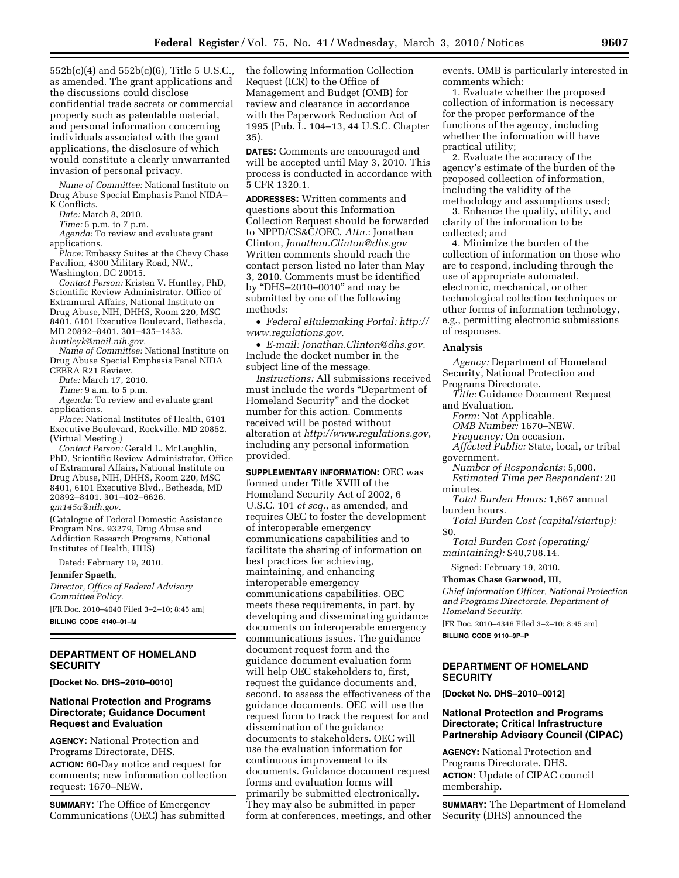552b(c)(4) and 552b(c)(6), Title 5 U.S.C., as amended. The grant applications and the discussions could disclose confidential trade secrets or commercial property such as patentable material, and personal information concerning individuals associated with the grant applications, the disclosure of which would constitute a clearly unwarranted invasion of personal privacy.

*Name of Committee:* National Institute on Drug Abuse Special Emphasis Panel NIDA–K Conflicts.

*Date:* March 8, 2010.

*Time:* 5 p.m. to 7 p.m.

*Agenda:* To review and evaluate grant applications.

*Place:* Embassy Suites at the Chevy Chase Pavilion, 4300 Military Road, NW., Washington, DC 20015.

*Contact Person:* Kristen V. Huntley, PhD, Scientific Review Administrator, Office of Extramural Affairs, National Institute on Drug Abuse, NIH, DHHS, Room 220, MSC 8401, 6101 Executive Boulevard, Bethesda, MD 20892–8401. 301–435–1433. *huntleyk@mail.nih.gov.*

*Name of Committee:* National Institute on Drug Abuse Special Emphasis Panel NIDA CEBRA R21 Review.

*Date:* March 17, 2010.

*Time:* 9 a.m. to 5 p.m.

*Agenda:* To review and evaluate grant applications.

*Place:* National Institutes of Health, 6101 Executive Boulevard, Rockville, MD 20852. (Virtual Meeting.)

*Contact Person:* Gerald L. McLaughlin, PhD, Scientific Review Administrator, Office of Extramural Affairs, National Institute on Drug Abuse, NIH, DHHS, Room 220, MSC 8401, 6101 Executive Blvd., Bethesda, MD 20892–8401. 301–402–6626. *gm145a@nih.gov.*

(Catalogue of Federal Domestic Assistance Program Nos. 93279, Drug Abuse and Addiction Research Programs, National Institutes of Health, HHS)

Dated: February 19, 2010.

**Jennifer Spaeth,**

*Director, Office of Federal Advisory Committee Policy.*

[FR Doc. 2010–4040 Filed 3–2–10; 8:45 am]

**BILLING CODE 4140–01–M**

---

## DEPARTMENT OF HOMELAND SECURITY

**[Docket No. DHS–2010–0010]**

### National Protection and Programs Directorate; Guidance Document Request and Evaluation

**AGENCY:** National Protection and Programs Directorate, DHS.

**ACTION:** 60-Day notice and request for comments; new information collection request: 1670–NEW.

**SUMMARY:** The Office of Emergency Communications (OEC) has submitted the following Information Collection Request (ICR) to the Office of Management and Budget (OMB) for review and clearance in accordance with the Paperwork Reduction Act of 1995 (Pub. L. 104–13, 44 U.S.C. Chapter 35).

**DATES:** Comments are encouraged and will be accepted until May 3, 2010. This process is conducted in accordance with 5 CFR 1320.1.

**ADDRESSES:** Written comments and questions about this Information Collection Request should be forwarded to NPPD/CS&C/OEC, *Attn.:* Jonathan Clinton, *Jonathan.Clinton@dhs.gov* Written comments should reach the contact person listed no later than May 3, 2010. Comments must be identified by "DHS–2010–0010" and may be submitted by one of the following methods:

- *Federal eRulemaking Portal: http://www.regulations.gov.*
- *E-mail: Jonathan.Clinton@dhs.gov.* Include the docket number in the subject line of the message.

*Instructions:* All submissions received must include the words "Department of Homeland Security" and the docket number for this action. Comments received will be posted without alteration at *http://www.regulations.gov*, including any personal information provided.

**SUPPLEMENTARY INFORMATION:** OEC was formed under Title XVIII of the Homeland Security Act of 2002, 6 U.S.C. 101 *et seq.*, as amended, and requires OEC to foster the development of interoperable emergency communications capabilities and to facilitate the sharing of information on best practices for achieving, maintaining, and enhancing interoperable emergency communications capabilities. OEC meets these requirements, in part, by developing and disseminating guidance documents on interoperable emergency communications issues. The guidance document request form and the guidance document evaluation form will help OEC stakeholders to, first, request the guidance documents and, second, to assess the effectiveness of the guidance documents. OEC will use the request form to track the request for and dissemination of the guidance documents to stakeholders. OEC will use the evaluation information for continuous improvement to its documents. Guidance document request forms and evaluation forms will primarily be submitted electronically. They may also be submitted in paper form at conferences, meetings, and other events. OMB is particularly interested in comments which:

1. Evaluate whether the proposed collection of information is necessary for the proper performance of the functions of the agency, including whether the information will have practical utility;
2. Evaluate the accuracy of the agency's estimate of the burden of the proposed collection of information, including the validity of the methodology and assumptions used;
3. Enhance the quality, utility, and clarity of the information to be collected; and
4. Minimize the burden of the collection of information on those who are to respond, including through the use of appropriate automated, electronic, mechanical, or other technological collection techniques or other forms of information technology, e.g., permitting electronic submissions of responses.

**Analysis**

*Agency:* Department of Homeland Security, National Protection and Programs Directorate.

*Title:* Guidance Document Request and Evaluation.

*Form:* Not Applicable.

*OMB Number:* 1670–NEW.

*Frequency:* On occasion.

*Affected Public:* State, local, or tribal government.

*Number of Respondents:* 5,000.

*Estimated Time per Respondent:* 20 minutes.

*Total Burden Hours:* 1,667 annual burden hours.

*Total Burden Cost (capital/startup):* $0.

*Total Burden Cost (operating/maintaining):* $40,708.14.

Signed: February 19, 2010.

**Thomas Chase Garwood, III,**

*Chief Information Officer, National Protection and Programs Directorate, Department of Homeland Security.*

[FR Doc. 2010–4346 Filed 3–2–10; 8:45 am]

**BILLING CODE 9110–9P–P**

---

## DEPARTMENT OF HOMELAND SECURITY

**[Docket No. DHS–2010–0012]**

### National Protection and Programs Directorate; Critical Infrastructure Partnership Advisory Council (CIPAC)

**AGENCY:** National Protection and Programs Directorate, DHS.

**ACTION:** Update of CIPAC council membership.

**SUMMARY:** The Department of Homeland Security (DHS) announced the